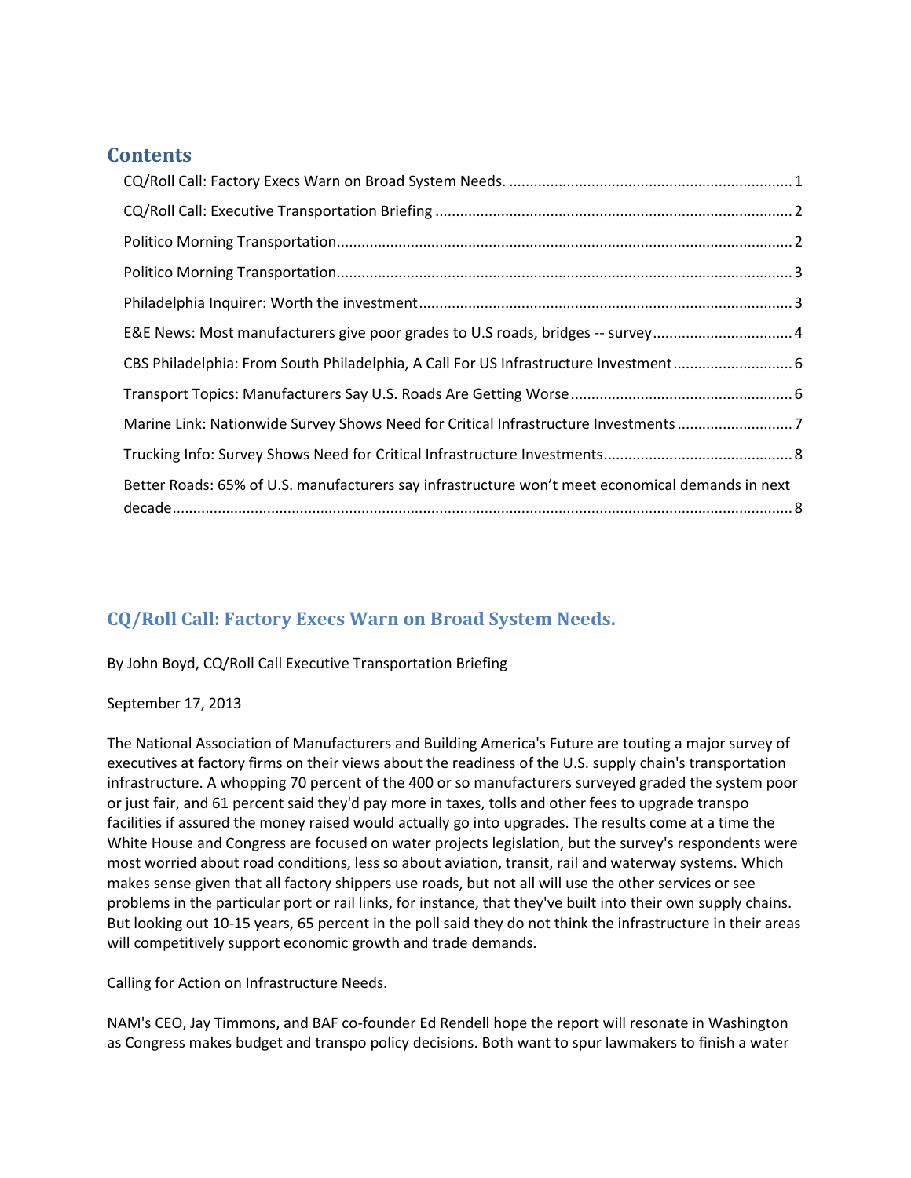## Contents

- CQ/Roll Call: Factory Execs Warn on Broad System Needs. .................... 1
- CQ/Roll Call: Executive Transportation Briefing .................... 2
- Politico Morning Transportation .................... 2
- Politico Morning Transportation .................... 3
- Philadelphia Inquirer: Worth the investment .................... 3
- E&E News: Most manufacturers give poor grades to U.S roads, bridges -- survey .................... 4
- CBS Philadelphia: From South Philadelphia, A Call For US Infrastructure Investment .................... 6
- Transport Topics: Manufacturers Say U.S. Roads Are Getting Worse .................... 6
- Marine Link: Nationwide Survey Shows Need for Critical Infrastructure Investments .................... 7
- Trucking Info: Survey Shows Need for Critical Infrastructure Investments .................... 8
- Better Roads: 65% of U.S. manufacturers say infrastructure won't meet economical demands in next decade .................... 8

## CQ/Roll Call: Factory Execs Warn on Broad System Needs.

By John Boyd, CQ/Roll Call Executive Transportation Briefing

September 17, 2013

The National Association of Manufacturers and Building America's Future are touting a major survey of executives at factory firms on their views about the readiness of the U.S. supply chain's transportation infrastructure. A whopping 70 percent of the 400 or so manufacturers surveyed graded the system poor or just fair, and 61 percent said they'd pay more in taxes, tolls and other fees to upgrade transpo facilities if assured the money raised would actually go into upgrades. The results come at a time the White House and Congress are focused on water projects legislation, but the survey's respondents were most worried about road conditions, less so about aviation, transit, rail and waterway systems. Which makes sense given that all factory shippers use roads, but not all will use the other services or see problems in the particular port or rail links, for instance, that they've built into their own supply chains. But looking out 10-15 years, 65 percent in the poll said they do not think the infrastructure in their areas will competitively support economic growth and trade demands.

Calling for Action on Infrastructure Needs.

NAM's CEO, Jay Timmons, and BAF co-founder Ed Rendell hope the report will resonate in Washington as Congress makes budget and transpo policy decisions. Both want to spur lawmakers to finish a water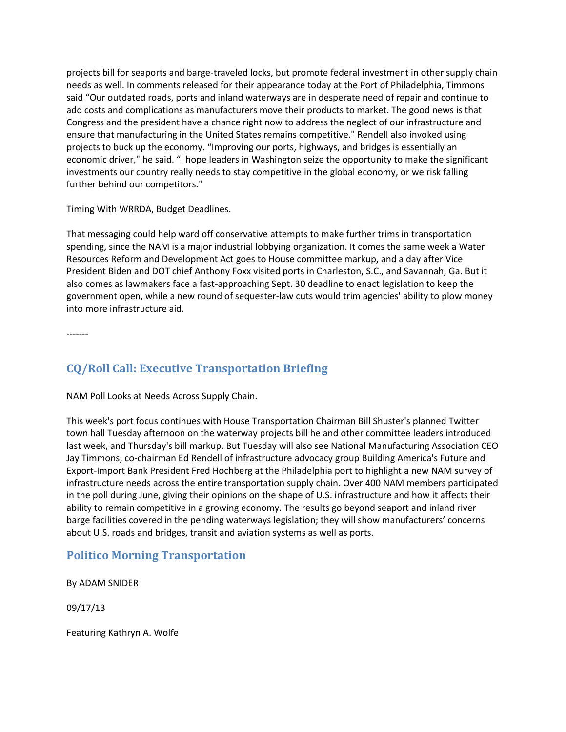projects bill for seaports and barge-traveled locks, but promote federal investment in other supply chain needs as well. In comments released for their appearance today at the Port of Philadelphia, Timmons said “Our outdated roads, ports and inland waterways are in desperate need of repair and continue to add costs and complications as manufacturers move their products to market. The good news is that Congress and the president have a chance right now to address the neglect of our infrastructure and ensure that manufacturing in the United States remains competitive." Rendell also invoked using projects to buck up the economy. “Improving our ports, highways, and bridges is essentially an economic driver," he said. “I hope leaders in Washington seize the opportunity to make the significant investments our country really needs to stay competitive in the global economy, or we risk falling further behind our competitors."

Timing With WRRDA, Budget Deadlines.

That messaging could help ward off conservative attempts to make further trims in transportation spending, since the NAM is a major industrial lobbying organization. It comes the same week a Water Resources Reform and Development Act goes to House committee markup, and a day after Vice President Biden and DOT chief Anthony Foxx visited ports in Charleston, S.C., and Savannah, Ga. But it also comes as lawmakers face a fast-approaching Sept. 30 deadline to enact legislation to keep the government open, while a new round of sequester-law cuts would trim agencies' ability to plow money into more infrastructure aid.

-------

## CQ/Roll Call: Executive Transportation Briefing

NAM Poll Looks at Needs Across Supply Chain.

This week's port focus continues with House Transportation Chairman Bill Shuster's planned Twitter town hall Tuesday afternoon on the waterway projects bill he and other committee leaders introduced last week, and Thursday's bill markup. But Tuesday will also see National Manufacturing Association CEO Jay Timmons, co-chairman Ed Rendell of infrastructure advocacy group Building America's Future and Export-Import Bank President Fred Hochberg at the Philadelphia port to highlight a new NAM survey of infrastructure needs across the entire transportation supply chain. Over 400 NAM members participated in the poll during June, giving their opinions on the shape of U.S. infrastructure and how it affects their ability to remain competitive in a growing economy. The results go beyond seaport and inland river barge facilities covered in the pending waterways legislation; they will show manufacturers’ concerns about U.S. roads and bridges, transit and aviation systems as well as ports.

## Politico Morning Transportation

By ADAM SNIDER

09/17/13

Featuring Kathryn A. Wolfe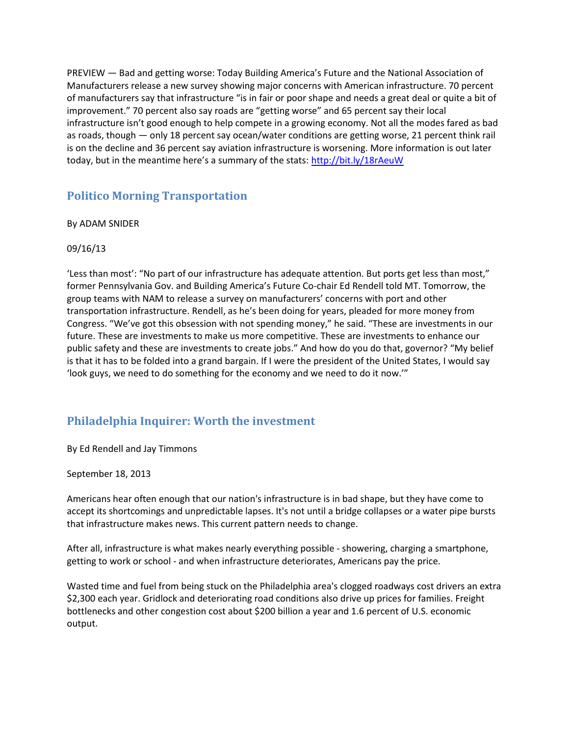PREVIEW — Bad and getting worse: Today Building America's Future and the National Association of Manufacturers release a new survey showing major concerns with American infrastructure. 70 percent of manufacturers say that infrastructure "is in fair or poor shape and needs a great deal or quite a bit of improvement." 70 percent also say roads are "getting worse" and 65 percent say their local infrastructure isn't good enough to help compete in a growing economy. Not all the modes fared as bad as roads, though — only 18 percent say ocean/water conditions are getting worse, 21 percent think rail is on the decline and 36 percent say aviation infrastructure is worsening. More information is out later today, but in the meantime here's a summary of the stats: [http://bit.ly/18rAeuW](http://bit.ly/18rAeuW)

## Politico Morning Transportation

By ADAM SNIDER

09/16/13

'Less than most': "No part of our infrastructure has adequate attention. But ports get less than most," former Pennsylvania Gov. and Building America's Future Co-chair Ed Rendell told MT. Tomorrow, the group teams with NAM to release a survey on manufacturers' concerns with port and other transportation infrastructure. Rendell, as he's been doing for years, pleaded for more money from Congress. "We've got this obsession with not spending money," he said. "These are investments in our future. These are investments to make us more competitive. These are investments to enhance our public safety and these are investments to create jobs." And how do you do that, governor? "My belief is that it has to be folded into a grand bargain. If I were the president of the United States, I would say 'look guys, we need to do something for the economy and we need to do it now.'"

## Philadelphia Inquirer: Worth the investment

By Ed Rendell and Jay Timmons

September 18, 2013

Americans hear often enough that our nation's infrastructure is in bad shape, but they have come to accept its shortcomings and unpredictable lapses. It's not until a bridge collapses or a water pipe bursts that infrastructure makes news. This current pattern needs to change.

After all, infrastructure is what makes nearly everything possible - showering, charging a smartphone, getting to work or school - and when infrastructure deteriorates, Americans pay the price.

Wasted time and fuel from being stuck on the Philadelphia area's clogged roadways cost drivers an extra $2,300 each year. Gridlock and deteriorating road conditions also drive up prices for families. Freight bottlenecks and other congestion cost about $200 billion a year and 1.6 percent of U.S. economic output.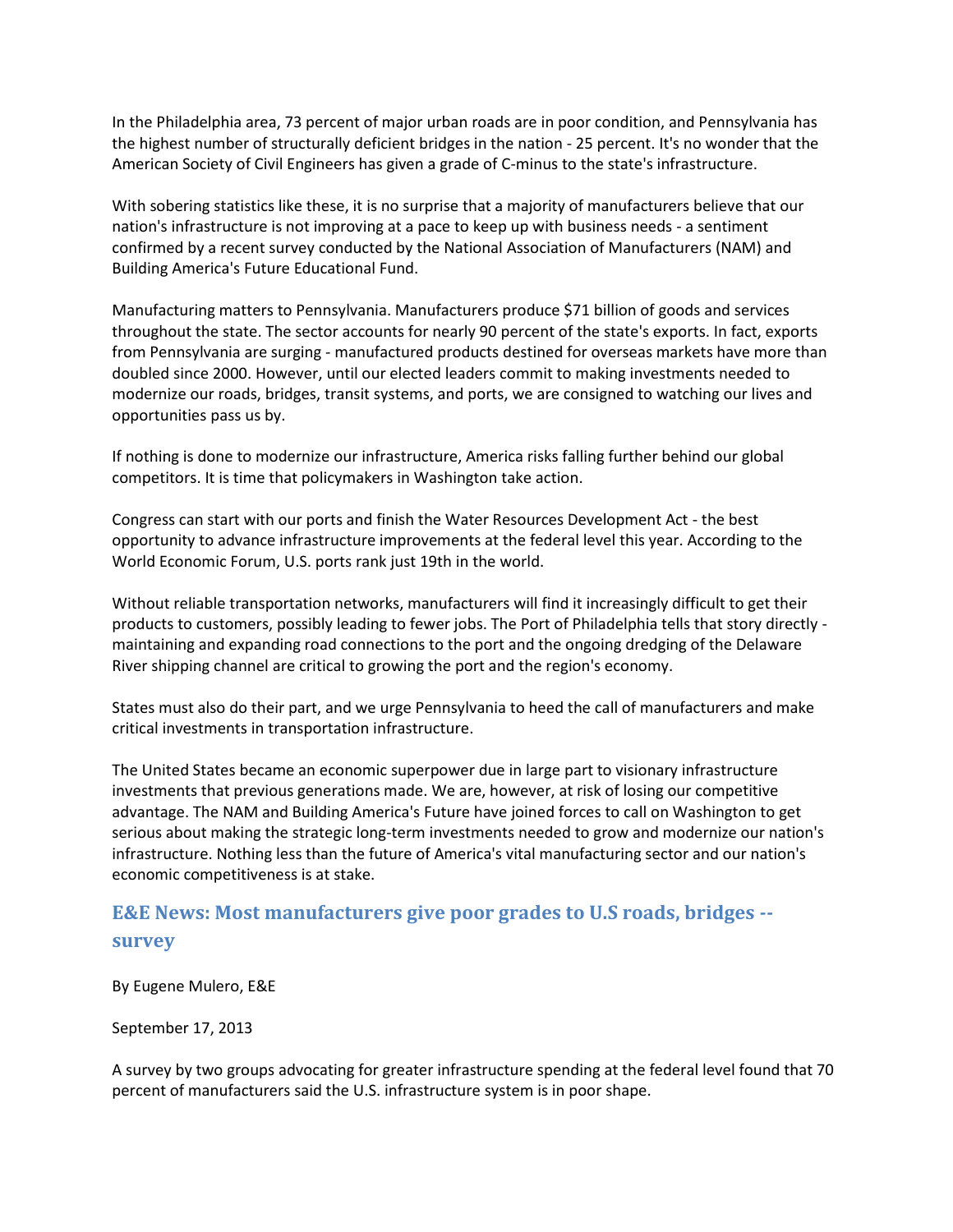In the Philadelphia area, 73 percent of major urban roads are in poor condition, and Pennsylvania has the highest number of structurally deficient bridges in the nation - 25 percent. It's no wonder that the American Society of Civil Engineers has given a grade of C-minus to the state's infrastructure.

With sobering statistics like these, it is no surprise that a majority of manufacturers believe that our nation's infrastructure is not improving at a pace to keep up with business needs - a sentiment confirmed by a recent survey conducted by the National Association of Manufacturers (NAM) and Building America's Future Educational Fund.

Manufacturing matters to Pennsylvania. Manufacturers produce $71 billion of goods and services throughout the state. The sector accounts for nearly 90 percent of the state's exports. In fact, exports from Pennsylvania are surging - manufactured products destined for overseas markets have more than doubled since 2000. However, until our elected leaders commit to making investments needed to modernize our roads, bridges, transit systems, and ports, we are consigned to watching our lives and opportunities pass us by.

If nothing is done to modernize our infrastructure, America risks falling further behind our global competitors. It is time that policymakers in Washington take action.

Congress can start with our ports and finish the Water Resources Development Act - the best opportunity to advance infrastructure improvements at the federal level this year. According to the World Economic Forum, U.S. ports rank just 19th in the world.

Without reliable transportation networks, manufacturers will find it increasingly difficult to get their products to customers, possibly leading to fewer jobs. The Port of Philadelphia tells that story directly - maintaining and expanding road connections to the port and the ongoing dredging of the Delaware River shipping channel are critical to growing the port and the region's economy.

States must also do their part, and we urge Pennsylvania to heed the call of manufacturers and make critical investments in transportation infrastructure.

The United States became an economic superpower due in large part to visionary infrastructure investments that previous generations made. We are, however, at risk of losing our competitive advantage. The NAM and Building America's Future have joined forces to call on Washington to get serious about making the strategic long-term investments needed to grow and modernize our nation's infrastructure. Nothing less than the future of America's vital manufacturing sector and our nation's economic competitiveness is at stake.

## E&E News: Most manufacturers give poor grades to U.S roads, bridges -- survey

By Eugene Mulero, E&E

September 17, 2013

A survey by two groups advocating for greater infrastructure spending at the federal level found that 70 percent of manufacturers said the U.S. infrastructure system is in poor shape.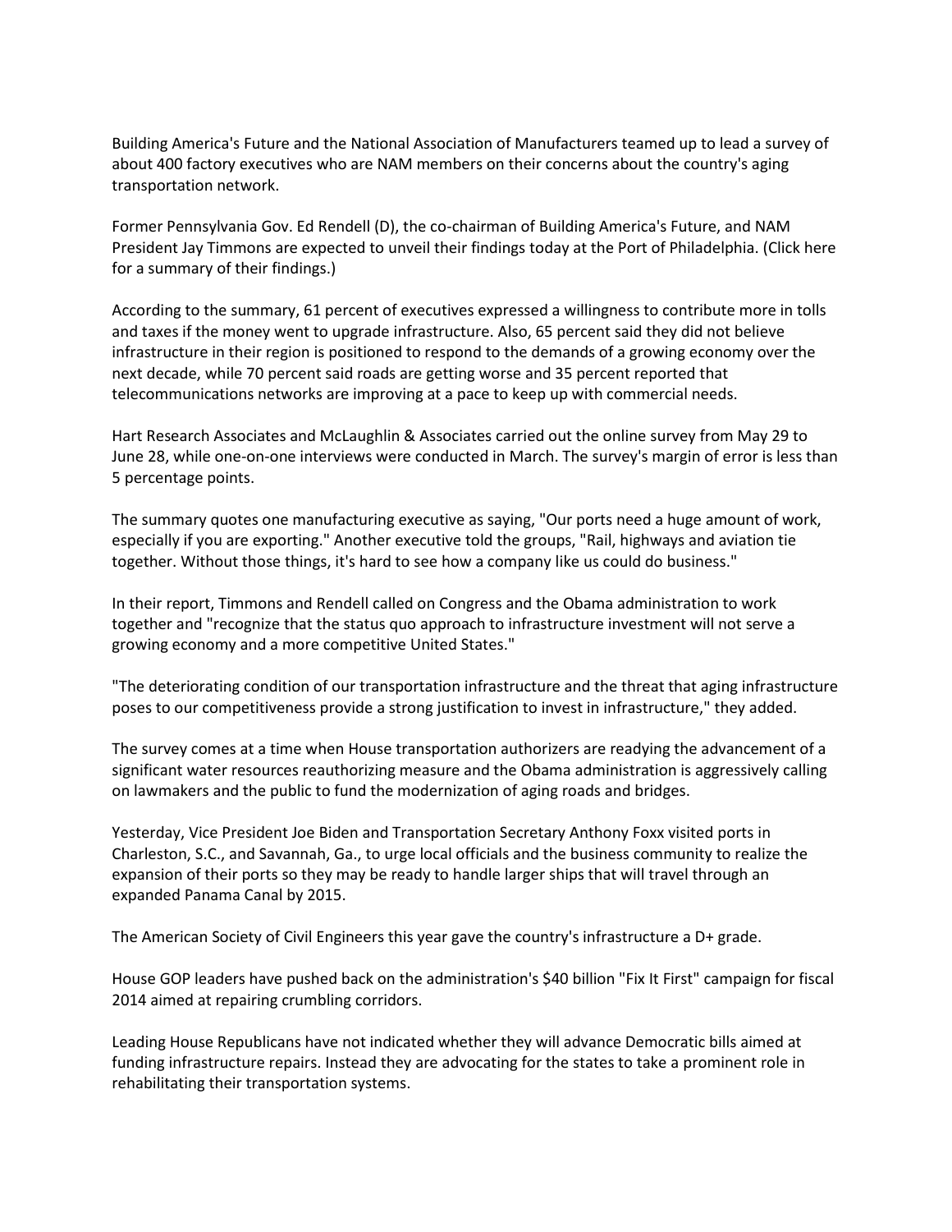Building America's Future and the National Association of Manufacturers teamed up to lead a survey of about 400 factory executives who are NAM members on their concerns about the country's aging transportation network.

Former Pennsylvania Gov. Ed Rendell (D), the co-chairman of Building America's Future, and NAM President Jay Timmons are expected to unveil their findings today at the Port of Philadelphia. (Click here for a summary of their findings.)

According to the summary, 61 percent of executives expressed a willingness to contribute more in tolls and taxes if the money went to upgrade infrastructure. Also, 65 percent said they did not believe infrastructure in their region is positioned to respond to the demands of a growing economy over the next decade, while 70 percent said roads are getting worse and 35 percent reported that telecommunications networks are improving at a pace to keep up with commercial needs.

Hart Research Associates and McLaughlin & Associates carried out the online survey from May 29 to June 28, while one-on-one interviews were conducted in March. The survey's margin of error is less than 5 percentage points.

The summary quotes one manufacturing executive as saying, "Our ports need a huge amount of work, especially if you are exporting." Another executive told the groups, "Rail, highways and aviation tie together. Without those things, it's hard to see how a company like us could do business."

In their report, Timmons and Rendell called on Congress and the Obama administration to work together and "recognize that the status quo approach to infrastructure investment will not serve a growing economy and a more competitive United States."

"The deteriorating condition of our transportation infrastructure and the threat that aging infrastructure poses to our competitiveness provide a strong justification to invest in infrastructure," they added.

The survey comes at a time when House transportation authorizers are readying the advancement of a significant water resources reauthorizing measure and the Obama administration is aggressively calling on lawmakers and the public to fund the modernization of aging roads and bridges.

Yesterday, Vice President Joe Biden and Transportation Secretary Anthony Foxx visited ports in Charleston, S.C., and Savannah, Ga., to urge local officials and the business community to realize the expansion of their ports so they may be ready to handle larger ships that will travel through an expanded Panama Canal by 2015.

The American Society of Civil Engineers this year gave the country's infrastructure a D+ grade.

House GOP leaders have pushed back on the administration's $40 billion "Fix It First" campaign for fiscal 2014 aimed at repairing crumbling corridors.

Leading House Republicans have not indicated whether they will advance Democratic bills aimed at funding infrastructure repairs. Instead they are advocating for the states to take a prominent role in rehabilitating their transportation systems.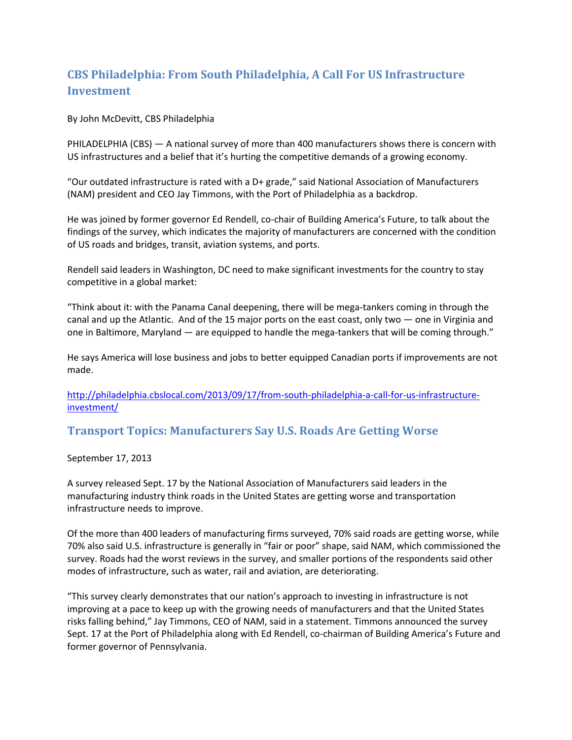## CBS Philadelphia: From South Philadelphia, A Call For US Infrastructure Investment

By John McDevitt, CBS Philadelphia

PHILADELPHIA (CBS) — A national survey of more than 400 manufacturers shows there is concern with US infrastructures and a belief that it's hurting the competitive demands of a growing economy.

"Our outdated infrastructure is rated with a D+ grade," said National Association of Manufacturers (NAM) president and CEO Jay Timmons, with the Port of Philadelphia as a backdrop.

He was joined by former governor Ed Rendell, co-chair of Building America's Future, to talk about the findings of the survey, which indicates the majority of manufacturers are concerned with the condition of US roads and bridges, transit, aviation systems, and ports.

Rendell said leaders in Washington, DC need to make significant investments for the country to stay competitive in a global market:

"Think about it: with the Panama Canal deepening, there will be mega-tankers coming in through the canal and up the Atlantic. And of the 15 major ports on the east coast, only two — one in Virginia and one in Baltimore, Maryland — are equipped to handle the mega-tankers that will be coming through."

He says America will lose business and jobs to better equipped Canadian ports if improvements are not made.

http://philadelphia.cbslocal.com/2013/09/17/from-south-philadelphia-a-call-for-us-infrastructure-investment/

## Transport Topics: Manufacturers Say U.S. Roads Are Getting Worse

September 17, 2013

A survey released Sept. 17 by the National Association of Manufacturers said leaders in the manufacturing industry think roads in the United States are getting worse and transportation infrastructure needs to improve.

Of the more than 400 leaders of manufacturing firms surveyed, 70% said roads are getting worse, while 70% also said U.S. infrastructure is generally in "fair or poor" shape, said NAM, which commissioned the survey. Roads had the worst reviews in the survey, and smaller portions of the respondents said other modes of infrastructure, such as water, rail and aviation, are deteriorating.

"This survey clearly demonstrates that our nation's approach to investing in infrastructure is not improving at a pace to keep up with the growing needs of manufacturers and that the United States risks falling behind," Jay Timmons, CEO of NAM, said in a statement. Timmons announced the survey Sept. 17 at the Port of Philadelphia along with Ed Rendell, co-chairman of Building America's Future and former governor of Pennsylvania.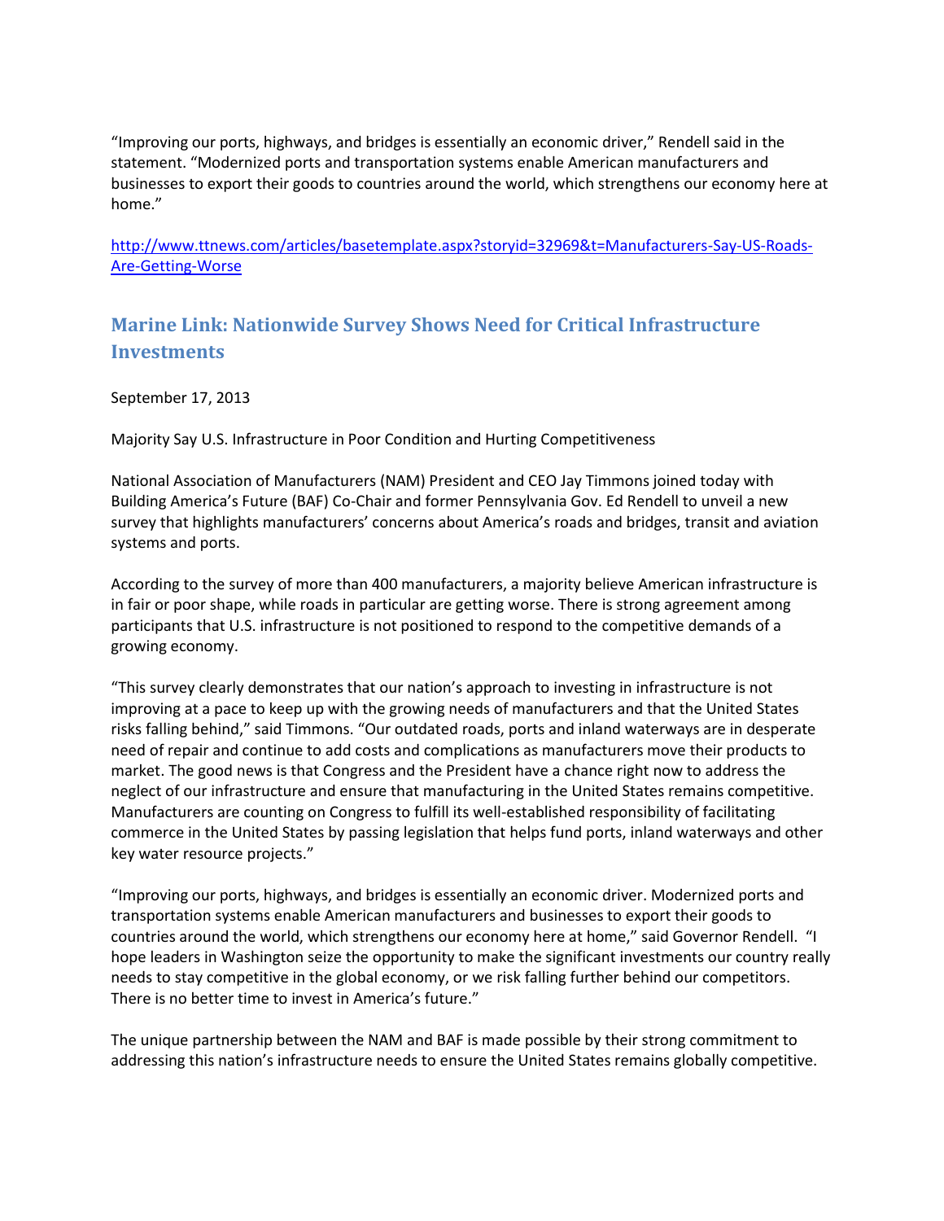"Improving our ports, highways, and bridges is essentially an economic driver," Rendell said in the statement. "Modernized ports and transportation systems enable American manufacturers and businesses to export their goods to countries around the world, which strengthens our economy here at home."

http://www.ttnews.com/articles/basetemplate.aspx?storyid=32969&t=Manufacturers-Say-US-Roads-Are-Getting-Worse

## Marine Link: Nationwide Survey Shows Need for Critical Infrastructure Investments

September 17, 2013

Majority Say U.S. Infrastructure in Poor Condition and Hurting Competitiveness

National Association of Manufacturers (NAM) President and CEO Jay Timmons joined today with Building America's Future (BAF) Co-Chair and former Pennsylvania Gov. Ed Rendell to unveil a new survey that highlights manufacturers' concerns about America's roads and bridges, transit and aviation systems and ports.

According to the survey of more than 400 manufacturers, a majority believe American infrastructure is in fair or poor shape, while roads in particular are getting worse. There is strong agreement among participants that U.S. infrastructure is not positioned to respond to the competitive demands of a growing economy.

"This survey clearly demonstrates that our nation's approach to investing in infrastructure is not improving at a pace to keep up with the growing needs of manufacturers and that the United States risks falling behind," said Timmons. "Our outdated roads, ports and inland waterways are in desperate need of repair and continue to add costs and complications as manufacturers move their products to market. The good news is that Congress and the President have a chance right now to address the neglect of our infrastructure and ensure that manufacturing in the United States remains competitive. Manufacturers are counting on Congress to fulfill its well-established responsibility of facilitating commerce in the United States by passing legislation that helps fund ports, inland waterways and other key water resource projects."

"Improving our ports, highways, and bridges is essentially an economic driver. Modernized ports and transportation systems enable American manufacturers and businesses to export their goods to countries around the world, which strengthens our economy here at home," said Governor Rendell. "I hope leaders in Washington seize the opportunity to make the significant investments our country really needs to stay competitive in the global economy, or we risk falling further behind our competitors. There is no better time to invest in America's future."

The unique partnership between the NAM and BAF is made possible by their strong commitment to addressing this nation's infrastructure needs to ensure the United States remains globally competitive.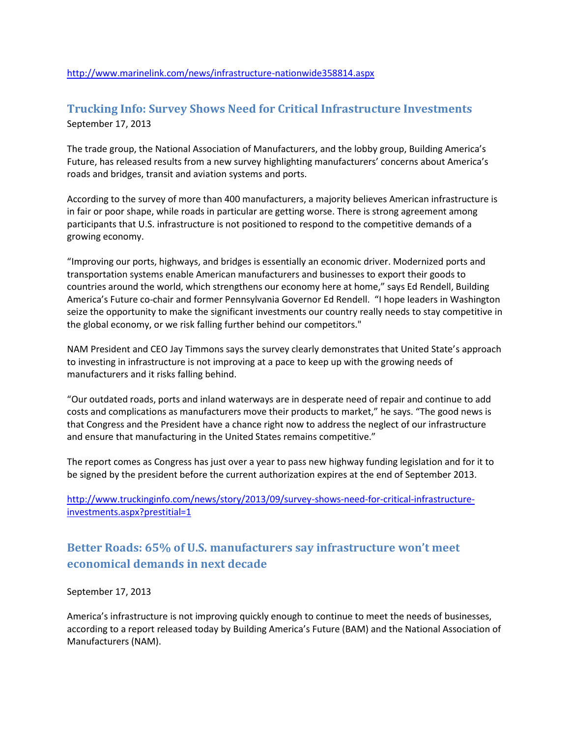http://www.marinelink.com/news/infrastructure-nationwide358814.aspx

## Trucking Info: Survey Shows Need for Critical Infrastructure Investments

September 17, 2013

The trade group, the National Association of Manufacturers, and the lobby group, Building America's Future, has released results from a new survey highlighting manufacturers' concerns about America's roads and bridges, transit and aviation systems and ports.

According to the survey of more than 400 manufacturers, a majority believes American infrastructure is in fair or poor shape, while roads in particular are getting worse. There is strong agreement among participants that U.S. infrastructure is not positioned to respond to the competitive demands of a growing economy.

"Improving our ports, highways, and bridges is essentially an economic driver. Modernized ports and transportation systems enable American manufacturers and businesses to export their goods to countries around the world, which strengthens our economy here at home," says Ed Rendell, Building America's Future co-chair and former Pennsylvania Governor Ed Rendell. "I hope leaders in Washington seize the opportunity to make the significant investments our country really needs to stay competitive in the global economy, or we risk falling further behind our competitors."

NAM President and CEO Jay Timmons says the survey clearly demonstrates that United State's approach to investing in infrastructure is not improving at a pace to keep up with the growing needs of manufacturers and it risks falling behind.

"Our outdated roads, ports and inland waterways are in desperate need of repair and continue to add costs and complications as manufacturers move their products to market," he says. "The good news is that Congress and the President have a chance right now to address the neglect of our infrastructure and ensure that manufacturing in the United States remains competitive."

The report comes as Congress has just over a year to pass new highway funding legislation and for it to be signed by the president before the current authorization expires at the end of September 2013.

http://www.truckinginfo.com/news/story/2013/09/survey-shows-need-for-critical-infrastructure-investments.aspx?prestitial=1

## Better Roads: 65% of U.S. manufacturers say infrastructure won't meet economical demands in next decade

September 17, 2013

America's infrastructure is not improving quickly enough to continue to meet the needs of businesses, according to a report released today by Building America's Future (BAM) and the National Association of Manufacturers (NAM).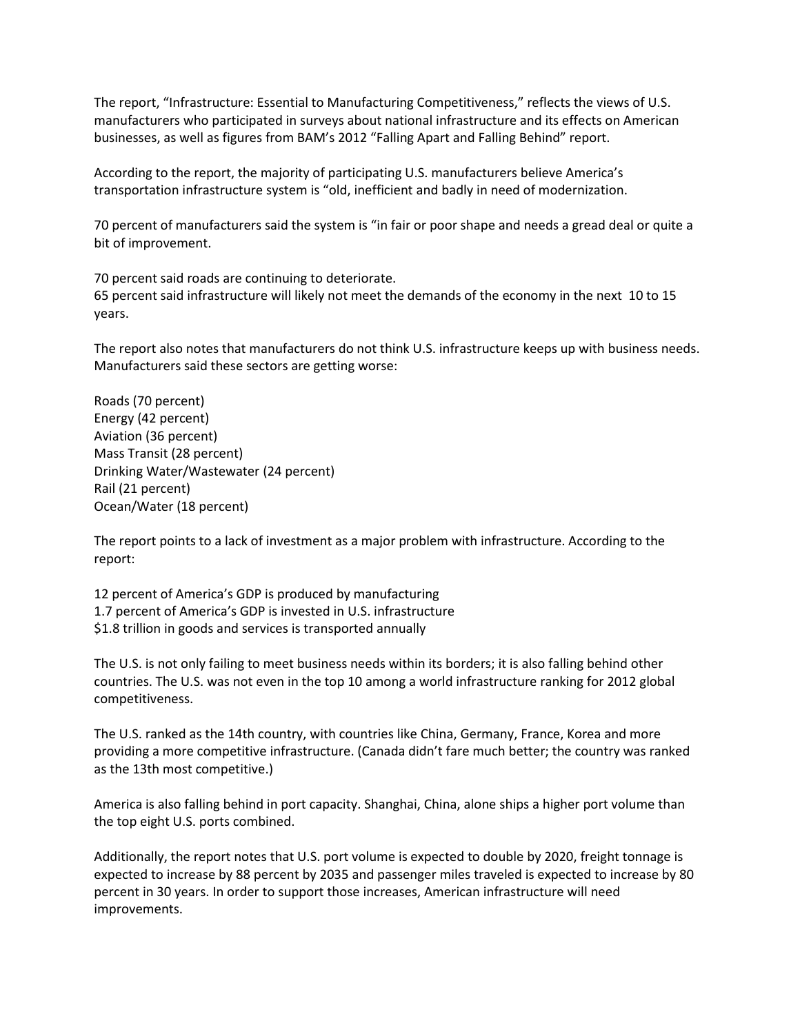The report, "Infrastructure: Essential to Manufacturing Competitiveness," reflects the views of U.S. manufacturers who participated in surveys about national infrastructure and its effects on American businesses, as well as figures from BAM's 2012 "Falling Apart and Falling Behind" report.

According to the report, the majority of participating U.S. manufacturers believe America's transportation infrastructure system is "old, inefficient and badly in need of modernization.

70 percent of manufacturers said the system is "in fair or poor shape and needs a gread deal or quite a bit of improvement.

70 percent said roads are continuing to deteriorate.
65 percent said infrastructure will likely not meet the demands of the economy in the next 10 to 15 years.

The report also notes that manufacturers do not think U.S. infrastructure keeps up with business needs. Manufacturers said these sectors are getting worse:

Roads (70 percent)
Energy (42 percent)
Aviation (36 percent)
Mass Transit (28 percent)
Drinking Water/Wastewater (24 percent)
Rail (21 percent)
Ocean/Water (18 percent)

The report points to a lack of investment as a major problem with infrastructure. According to the report:

12 percent of America's GDP is produced by manufacturing
1.7 percent of America's GDP is invested in U.S. infrastructure
$1.8 trillion in goods and services is transported annually

The U.S. is not only failing to meet business needs within its borders; it is also falling behind other countries. The U.S. was not even in the top 10 among a world infrastructure ranking for 2012 global competitiveness.

The U.S. ranked as the 14th country, with countries like China, Germany, France, Korea and more providing a more competitive infrastructure. (Canada didn't fare much better; the country was ranked as the 13th most competitive.)

America is also falling behind in port capacity. Shanghai, China, alone ships a higher port volume than the top eight U.S. ports combined.

Additionally, the report notes that U.S. port volume is expected to double by 2020, freight tonnage is expected to increase by 88 percent by 2035 and passenger miles traveled is expected to increase by 80 percent in 30 years. In order to support those increases, American infrastructure will need improvements.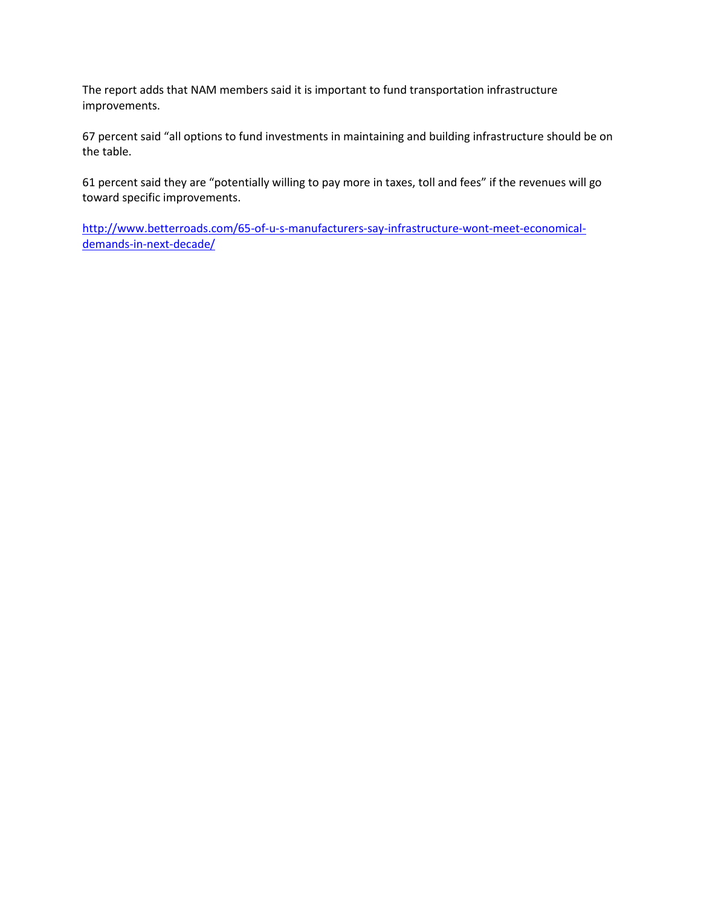The report adds that NAM members said it is important to fund transportation infrastructure improvements.

67 percent said “all options to fund investments in maintaining and building infrastructure should be on the table.

61 percent said they are “potentially willing to pay more in taxes, toll and fees” if the revenues will go toward specific improvements.

[http://www.betterroads.com/65-of-u-s-manufacturers-say-infrastructure-wont-meet-economical-demands-in-next-decade/](http://www.betterroads.com/65-of-u-s-manufacturers-say-infrastructure-wont-meet-economical-demands-in-next-decade/)